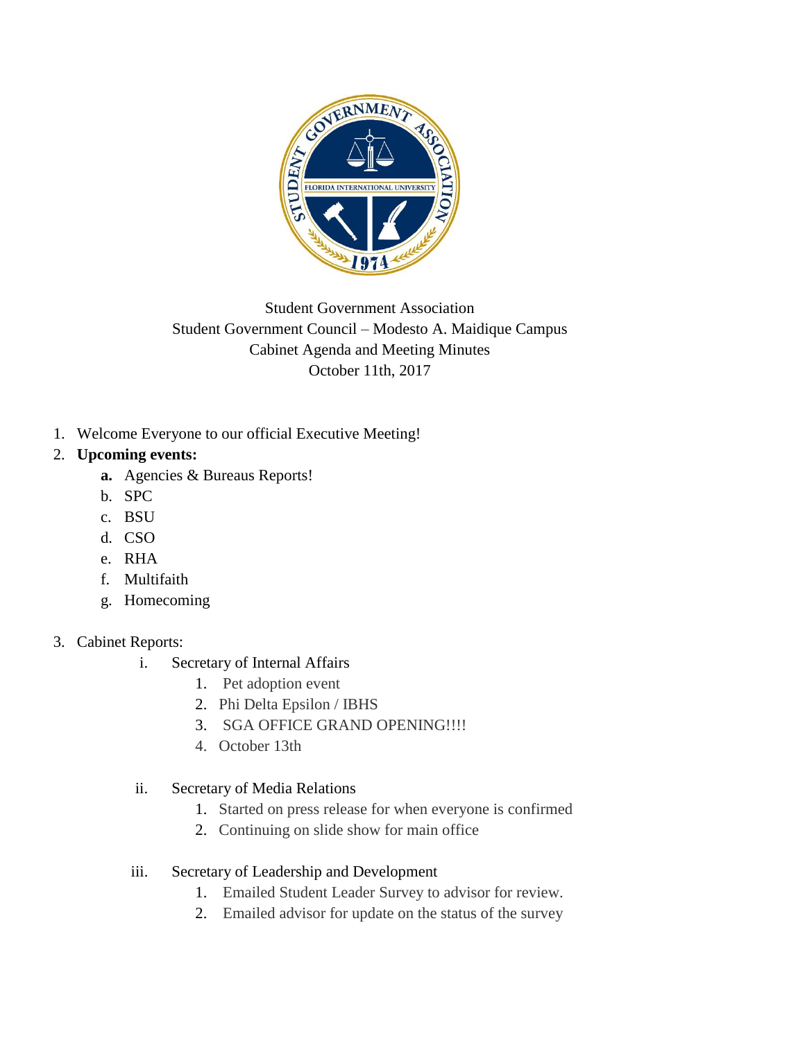Student Government Association
Student Government Council – Modesto A. Maidique Campus
Cabinet Agenda and Meeting Minutes
October 11th, 2017

1. Welcome Everyone to our official Executive Meeting!
2. **Upcoming events:**
    - **a.** Agencies & Bureaus Reports!
    - b. SPC
    - c. BSU
    - d. CSO
    - e. RHA
    - f. Multifaith
    - g. Homecoming
3. Cabinet Reports:
    - i. Secretary of Internal Affairs
        1. Pet adoption event
        2. Phi Delta Epsilon / IBHS
        3. SGA OFFICE GRAND OPENING!!!!
        4. October 13th
    - ii. Secretary of Media Relations
        1. Started on press release for when everyone is confirmed
        2. Continuing on slide show for main office
    - iii. Secretary of Leadership and Development
        1. Emailed Student Leader Survey to advisor for review.
        2. Emailed advisor for update on the status of the survey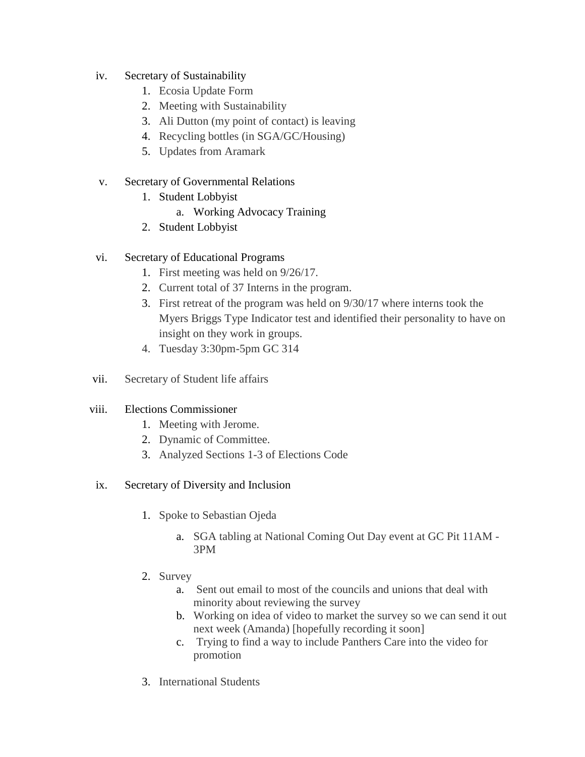iv. Secretary of Sustainability
    1. Ecosia Update Form
    2. Meeting with Sustainability
    3. Ali Dutton (my point of contact) is leaving
    4. Recycling bottles (in SGA/GC/Housing)
    5. Updates from Aramark

v. Secretary of Governmental Relations
    1. Student Lobbyist
        a. Working Advocacy Training
    2. Student Lobbyist

vi. Secretary of Educational Programs
    1. First meeting was held on 9/26/17.
    2. Current total of 37 Interns in the program.
    3. First retreat of the program was held on 9/30/17 where interns took the Myers Briggs Type Indicator test and identified their personality to have on insight on they work in groups.
    4. Tuesday 3:30pm-5pm GC 314

vii. Secretary of Student life affairs

viii. Elections Commissioner
    1. Meeting with Jerome.
    2. Dynamic of Committee.
    3. Analyzed Sections 1-3 of Elections Code

ix. Secretary of Diversity and Inclusion
    1. Spoke to Sebastian Ojeda
        a. SGA tabling at National Coming Out Day event at GC Pit 11AM - 3PM
    2. Survey
        a. Sent out email to most of the councils and unions that deal with minority about reviewing the survey
        b. Working on idea of video to market the survey so we can send it out next week (Amanda) [hopefully recording it soon]
        c. Trying to find a way to include Panthers Care into the video for promotion
    3. International Students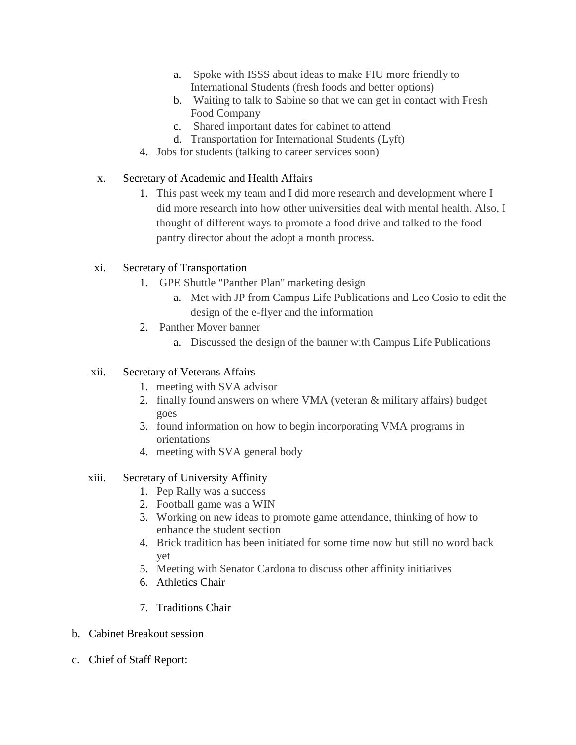a. Spoke with ISSS about ideas to make FIU more friendly to International Students (fresh foods and better options)
   b. Waiting to talk to Sabine so that we can get in contact with Fresh Food Company
   c. Shared important dates for cabinet to attend
   d. Transportation for International Students (Lyft)
4. Jobs for students (talking to career services soon)

x. Secretary of Academic and Health Affairs
   1. This past week my team and I did more research and development where I did more research into how other universities deal with mental health. Also, I thought of different ways to promote a food drive and talked to the food pantry director about the adopt a month process.

xi. Secretary of Transportation
   1. GPE Shuttle "Panther Plan" marketing design
      a. Met with JP from Campus Life Publications and Leo Cosio to edit the design of the e-flyer and the information
   2. Panther Mover banner
      a. Discussed the design of the banner with Campus Life Publications

xii. Secretary of Veterans Affairs
   1. meeting with SVA advisor
   2. finally found answers on where VMA (veteran & military affairs) budget goes
   3. found information on how to begin incorporating VMA programs in orientations
   4. meeting with SVA general body

xiii. Secretary of University Affinity
   1. Pep Rally was a success
   2. Football game was a WIN
   3. Working on new ideas to promote game attendance, thinking of how to enhance the student section
   4. Brick tradition has been initiated for some time now but still no word back yet
   5. Meeting with Senator Cardona to discuss other affinity initiatives
   6. Athletics Chair
   7. Traditions Chair

b. Cabinet Breakout session

c. Chief of Staff Report: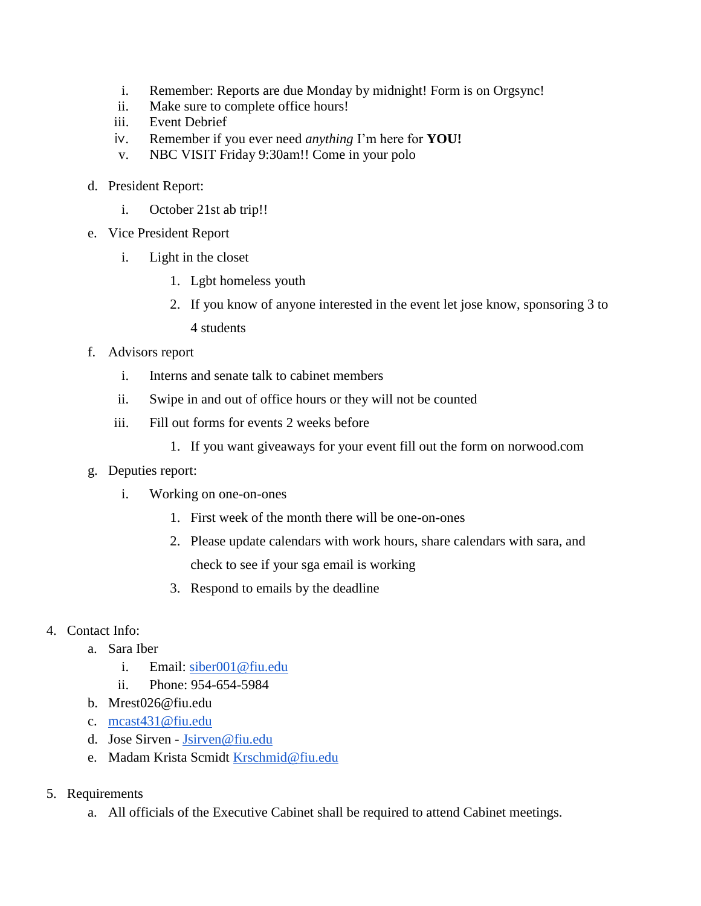i. Remember: Reports are due Monday by midnight! Form is on Orgsync!
   ii. Make sure to complete office hours!
   iii. Event Debrief
   iv. Remember if you ever need *anything* I'm here for **YOU!**
   v. NBC VISIT Friday 9:30am!! Come in your polo

d. President Report:
   i. October 21st ab trip!!

e. Vice President Report
   i. Light in the closet
      1. Lgbt homeless youth
      2. If you know of anyone interested in the event let jose know, sponsoring 3 to 4 students

f. Advisors report
   i. Interns and senate talk to cabinet members
   ii. Swipe in and out of office hours or they will not be counted
   iii. Fill out forms for events 2 weeks before
      1. If you want giveaways for your event fill out the form on norwood.com

g. Deputies report:
   i. Working on one-on-ones
      1. First week of the month there will be one-on-ones
      2. Please update calendars with work hours, share calendars with sara, and check to see if your sga email is working
      3. Respond to emails by the deadline

4. Contact Info:
   a. Sara Iber
      i. Email: siber001@fiu.edu
      ii. Phone: 954-654-5984
   b. Mrest026@fiu.edu
   c. mcast431@fiu.edu
   d. Jose Sirven - Jsirven@fiu.edu
   e. Madam Krista Scmidt Krschmid@fiu.edu

5. Requirements
   a. All officials of the Executive Cabinet shall be required to attend Cabinet meetings.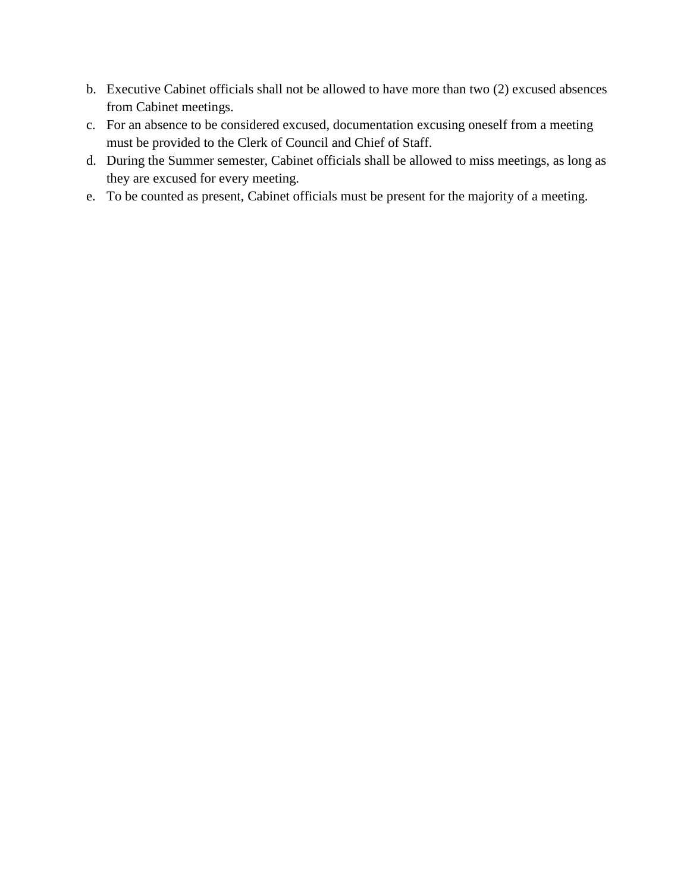b. Executive Cabinet officials shall not be allowed to have more than two (2) excused absences from Cabinet meetings.
c. For an absence to be considered excused, documentation excusing oneself from a meeting must be provided to the Clerk of Council and Chief of Staff.
d. During the Summer semester, Cabinet officials shall be allowed to miss meetings, as long as they are excused for every meeting.
e. To be counted as present, Cabinet officials must be present for the majority of a meeting.